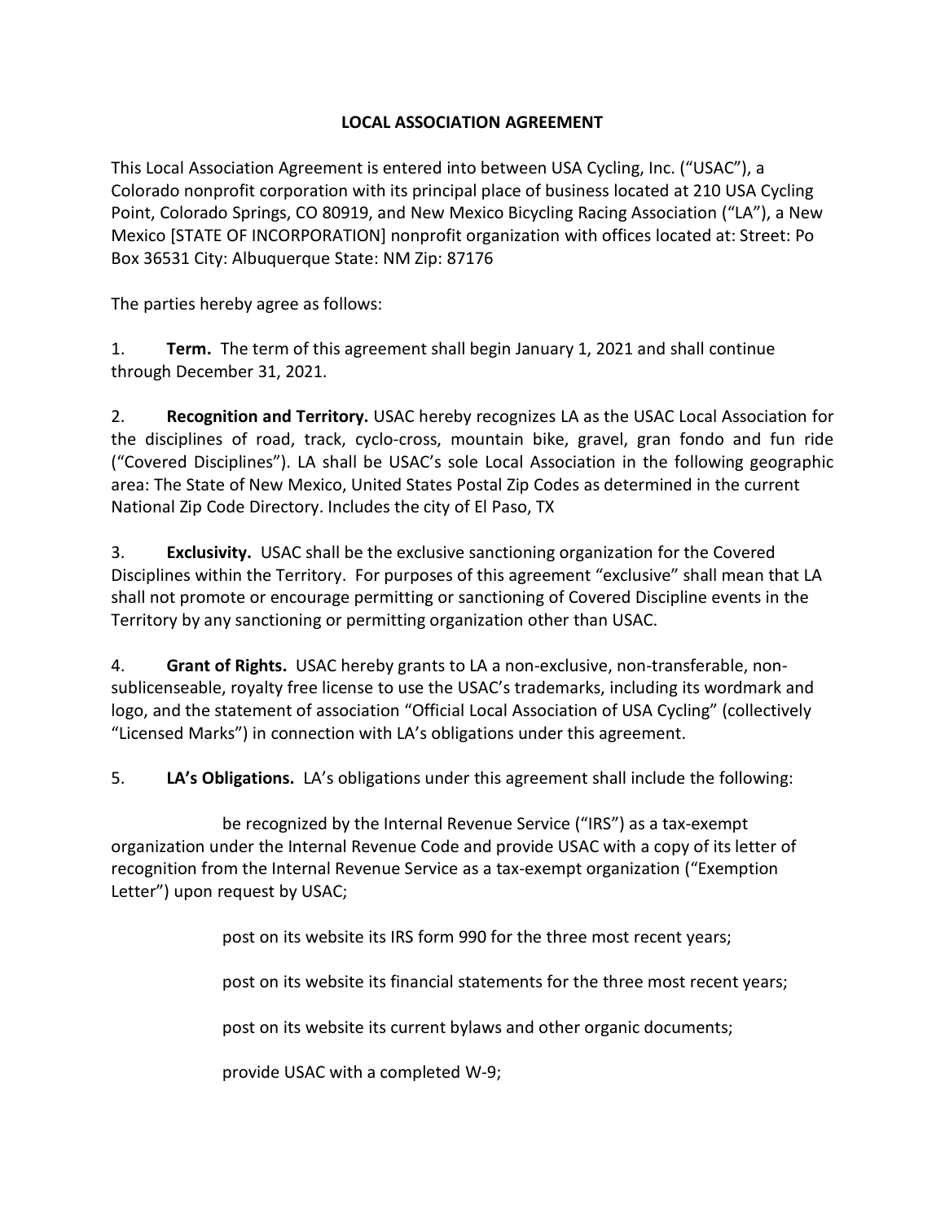**LOCAL ASSOCIATION AGREEMENT**

This Local Association Agreement is entered into between USA Cycling, Inc. ("USAC"), a Colorado nonprofit corporation with its principal place of business located at 210 USA Cycling Point, Colorado Springs, CO 80919, and New Mexico Bicycling Racing Association ("LA"), a New Mexico [STATE OF INCORPORATION] nonprofit organization with offices located at: Street: Po Box 36531 City: Albuquerque State: NM Zip: 87176

The parties hereby agree as follows:

1. **Term.** The term of this agreement shall begin January 1, 2021 and shall continue through December 31, 2021.

2. **Recognition and Territory.** USAC hereby recognizes LA as the USAC Local Association for the disciplines of road, track, cyclo-cross, mountain bike, gravel, gran fondo and fun ride ("Covered Disciplines"). LA shall be USAC's sole Local Association in the following geographic area: The State of New Mexico, United States Postal Zip Codes as determined in the current National Zip Code Directory. Includes the city of El Paso, TX

3. **Exclusivity.** USAC shall be the exclusive sanctioning organization for the Covered Disciplines within the Territory. For purposes of this agreement "exclusive" shall mean that LA shall not promote or encourage permitting or sanctioning of Covered Discipline events in the Territory by any sanctioning or permitting organization other than USAC.

4. **Grant of Rights.** USAC hereby grants to LA a non-exclusive, non-transferable, non-sublicenseable, royalty free license to use the USAC's trademarks, including its wordmark and logo, and the statement of association "Official Local Association of USA Cycling" (collectively "Licensed Marks") in connection with LA's obligations under this agreement.

5. **LA's Obligations.** LA's obligations under this agreement shall include the following:

be recognized by the Internal Revenue Service ("IRS") as a tax-exempt organization under the Internal Revenue Code and provide USAC with a copy of its letter of recognition from the Internal Revenue Service as a tax-exempt organization ("Exemption Letter") upon request by USAC;

post on its website its IRS form 990 for the three most recent years;

post on its website its financial statements for the three most recent years;

post on its website its current bylaws and other organic documents;

provide USAC with a completed W-9;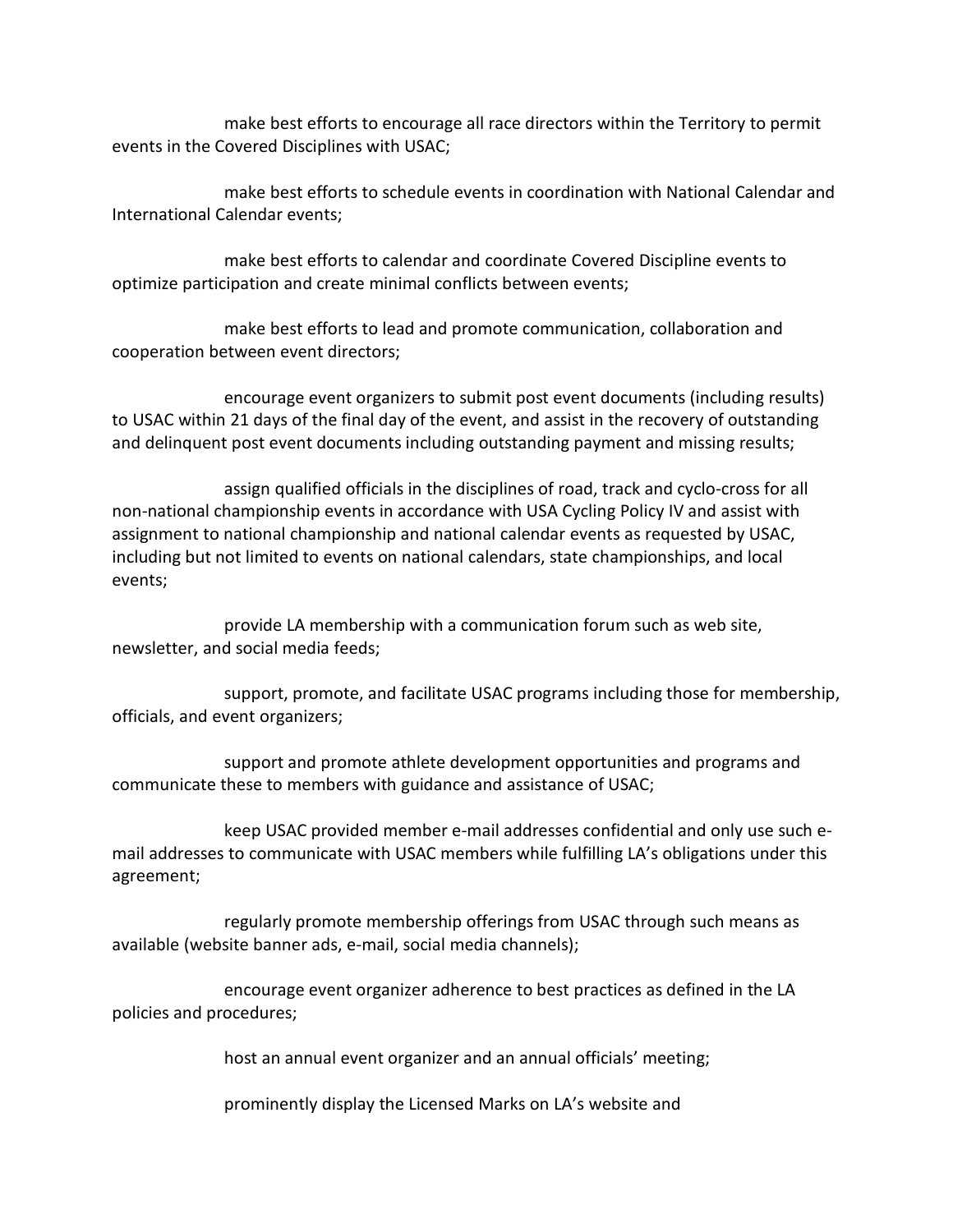make best efforts to encourage all race directors within the Territory to permit events in the Covered Disciplines with USAC;

make best efforts to schedule events in coordination with National Calendar and International Calendar events;

make best efforts to calendar and coordinate Covered Discipline events to optimize participation and create minimal conflicts between events;

make best efforts to lead and promote communication, collaboration and cooperation between event directors;

encourage event organizers to submit post event documents (including results) to USAC within 21 days of the final day of the event, and assist in the recovery of outstanding and delinquent post event documents including outstanding payment and missing results;

assign qualified officials in the disciplines of road, track and cyclo-cross for all non-national championship events in accordance with USA Cycling Policy IV and assist with assignment to national championship and national calendar events as requested by USAC, including but not limited to events on national calendars, state championships, and local events;

provide LA membership with a communication forum such as web site, newsletter, and social media feeds;

support, promote, and facilitate USAC programs including those for membership, officials, and event organizers;

support and promote athlete development opportunities and programs and communicate these to members with guidance and assistance of USAC;

keep USAC provided member e-mail addresses confidential and only use such e-mail addresses to communicate with USAC members while fulfilling LA's obligations under this agreement;

regularly promote membership offerings from USAC through such means as available (website banner ads, e-mail, social media channels);

encourage event organizer adherence to best practices as defined in the LA policies and procedures;

host an annual event organizer and an annual officials' meeting;

prominently display the Licensed Marks on LA's website and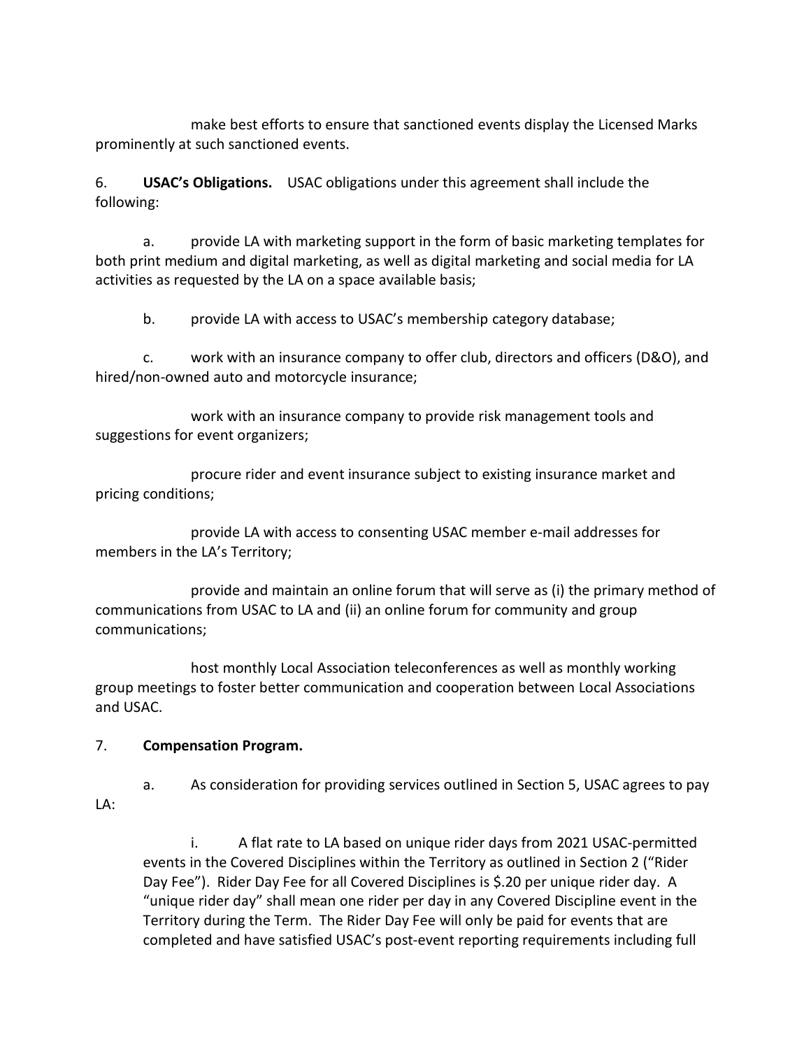make best efforts to ensure that sanctioned events display the Licensed Marks prominently at such sanctioned events.

6. **USAC's Obligations.** USAC obligations under this agreement shall include the following:

a. provide LA with marketing support in the form of basic marketing templates for both print medium and digital marketing, as well as digital marketing and social media for LA activities as requested by the LA on a space available basis;

b. provide LA with access to USAC's membership category database;

c. work with an insurance company to offer club, directors and officers (D&O), and hired/non-owned auto and motorcycle insurance;

work with an insurance company to provide risk management tools and suggestions for event organizers;

procure rider and event insurance subject to existing insurance market and pricing conditions;

provide LA with access to consenting USAC member e-mail addresses for members in the LA's Territory;

provide and maintain an online forum that will serve as (i) the primary method of communications from USAC to LA and (ii) an online forum for community and group communications;

host monthly Local Association teleconferences as well as monthly working group meetings to foster better communication and cooperation between Local Associations and USAC.

7. **Compensation Program.**

a. As consideration for providing services outlined in Section 5, USAC agrees to pay LA:

i. A flat rate to LA based on unique rider days from 2021 USAC-permitted events in the Covered Disciplines within the Territory as outlined in Section 2 ("Rider Day Fee"). Rider Day Fee for all Covered Disciplines is $.20 per unique rider day. A "unique rider day" shall mean one rider per day in any Covered Discipline event in the Territory during the Term. The Rider Day Fee will only be paid for events that are completed and have satisfied USAC's post-event reporting requirements including full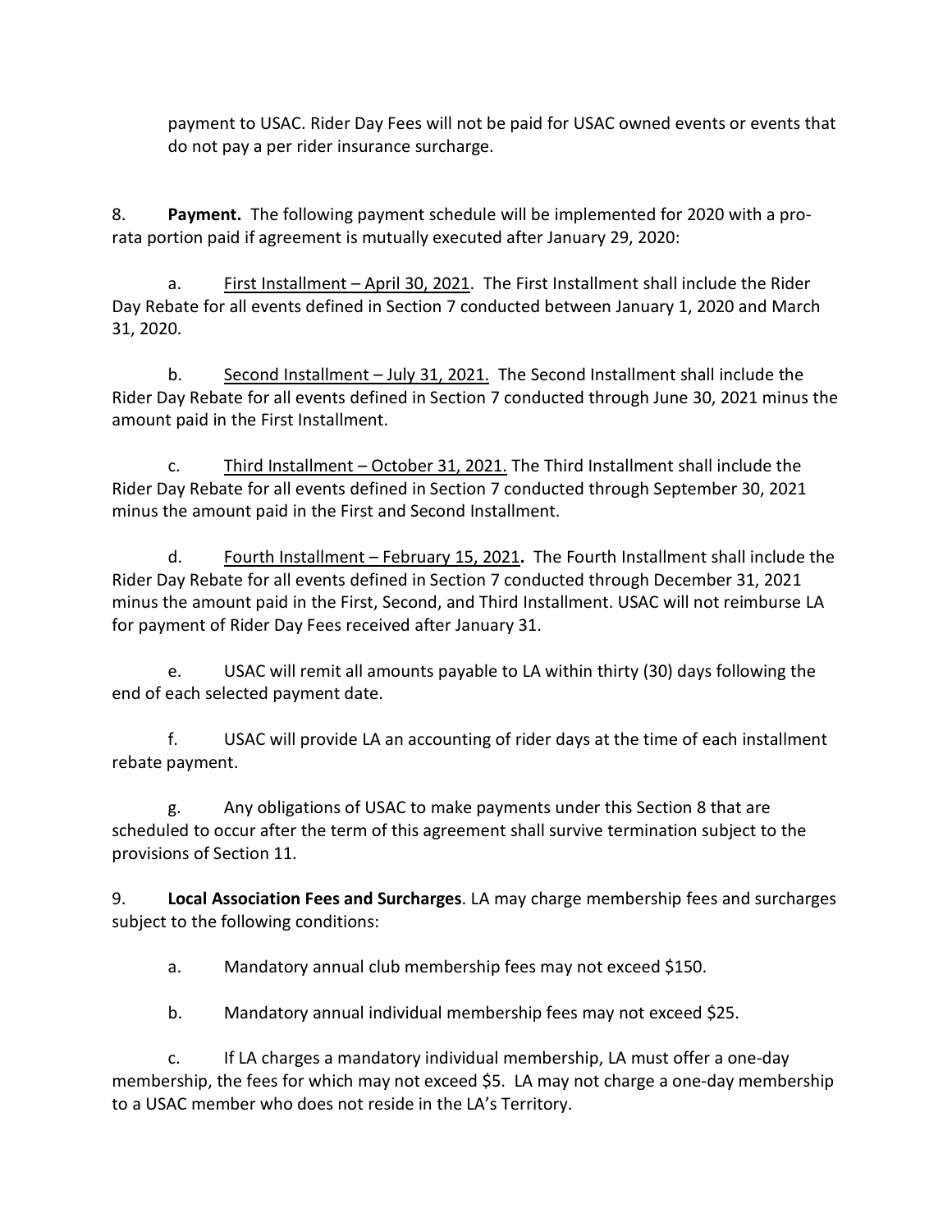payment to USAC. Rider Day Fees will not be paid for USAC owned events or events that do not pay a per rider insurance surcharge.

8. **Payment.** The following payment schedule will be implemented for 2020 with a pro-rata portion paid if agreement is mutually executed after January 29, 2020:

a. First Installment – April 30, 2021. The First Installment shall include the Rider Day Rebate for all events defined in Section 7 conducted between January 1, 2020 and March 31, 2020.

b. Second Installment – July 31, 2021. The Second Installment shall include the Rider Day Rebate for all events defined in Section 7 conducted through June 30, 2021 minus the amount paid in the First Installment.

c. Third Installment – October 31, 2021. The Third Installment shall include the Rider Day Rebate for all events defined in Section 7 conducted through September 30, 2021 minus the amount paid in the First and Second Installment.

d. Fourth Installment – February 15, 2021**.** The Fourth Installment shall include the Rider Day Rebate for all events defined in Section 7 conducted through December 31, 2021 minus the amount paid in the First, Second, and Third Installment. USAC will not reimburse LA for payment of Rider Day Fees received after January 31.

e. USAC will remit all amounts payable to LA within thirty (30) days following the end of each selected payment date.

f. USAC will provide LA an accounting of rider days at the time of each installment rebate payment.

g. Any obligations of USAC to make payments under this Section 8 that are scheduled to occur after the term of this agreement shall survive termination subject to the provisions of Section 11.

9. **Local Association Fees and Surcharges**. LA may charge membership fees and surcharges subject to the following conditions:

a. Mandatory annual club membership fees may not exceed $150.

b. Mandatory annual individual membership fees may not exceed $25.

c. If LA charges a mandatory individual membership, LA must offer a one-day membership, the fees for which may not exceed $5. LA may not charge a one-day membership to a USAC member who does not reside in the LA's Territory.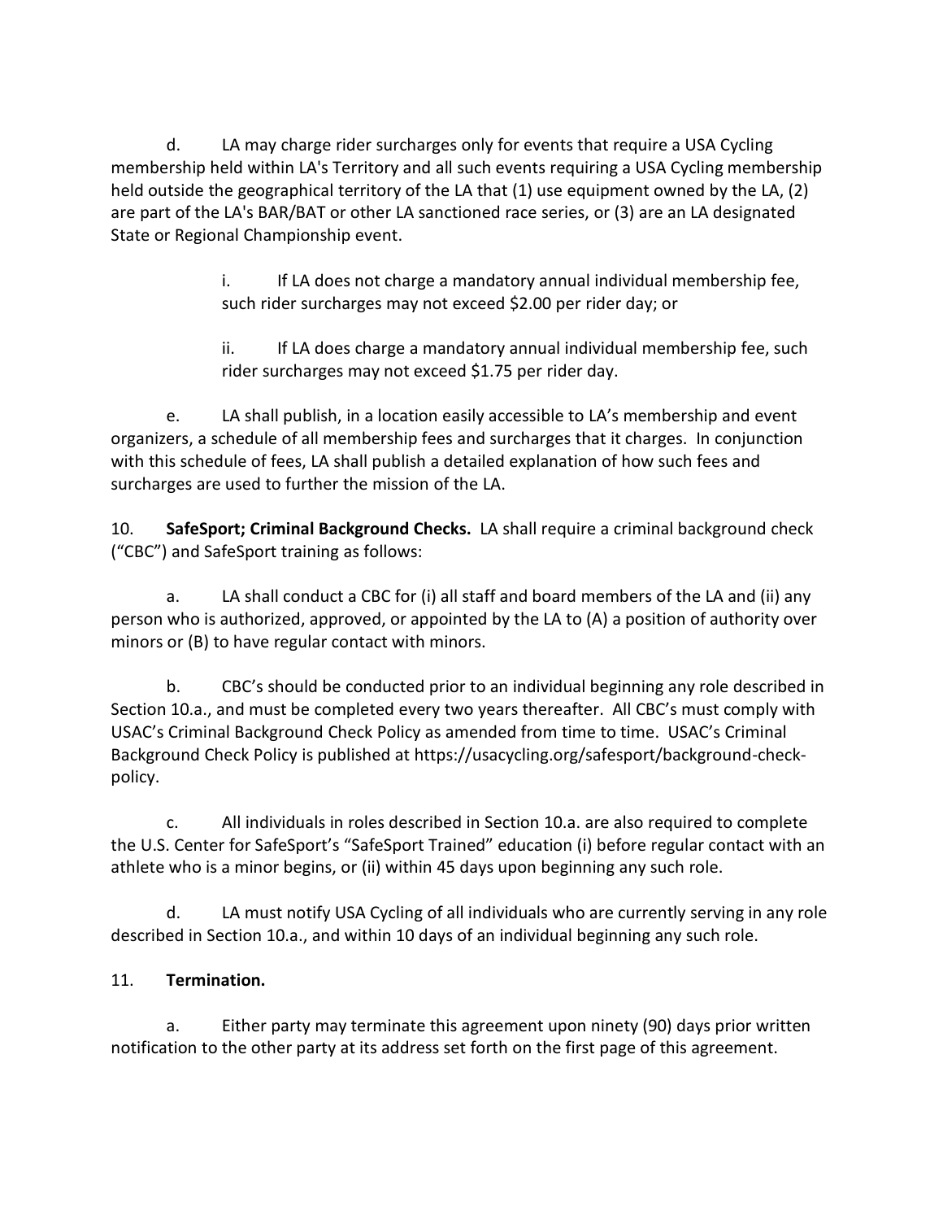d. LA may charge rider surcharges only for events that require a USA Cycling membership held within LA's Territory and all such events requiring a USA Cycling membership held outside the geographical territory of the LA that (1) use equipment owned by the LA, (2) are part of the LA's BAR/BAT or other LA sanctioned race series, or (3) are an LA designated State or Regional Championship event.

> i. If LA does not charge a mandatory annual individual membership fee, such rider surcharges may not exceed $2.00 per rider day; or
>
> ii. If LA does charge a mandatory annual individual membership fee, such rider surcharges may not exceed $1.75 per rider day.

e. LA shall publish, in a location easily accessible to LA's membership and event organizers, a schedule of all membership fees and surcharges that it charges. In conjunction with this schedule of fees, LA shall publish a detailed explanation of how such fees and surcharges are used to further the mission of the LA.

10. **SafeSport; Criminal Background Checks.** LA shall require a criminal background check ("CBC") and SafeSport training as follows:

a. LA shall conduct a CBC for (i) all staff and board members of the LA and (ii) any person who is authorized, approved, or appointed by the LA to (A) a position of authority over minors or (B) to have regular contact with minors.

b. CBC's should be conducted prior to an individual beginning any role described in Section 10.a., and must be completed every two years thereafter. All CBC's must comply with USAC's Criminal Background Check Policy as amended from time to time. USAC's Criminal Background Check Policy is published at https://usacycling.org/safesport/background-check-policy.

c. All individuals in roles described in Section 10.a. are also required to complete the U.S. Center for SafeSport's "SafeSport Trained" education (i) before regular contact with an athlete who is a minor begins, or (ii) within 45 days upon beginning any such role.

d. LA must notify USA Cycling of all individuals who are currently serving in any role described in Section 10.a., and within 10 days of an individual beginning any such role.

11. **Termination.**

a. Either party may terminate this agreement upon ninety (90) days prior written notification to the other party at its address set forth on the first page of this agreement.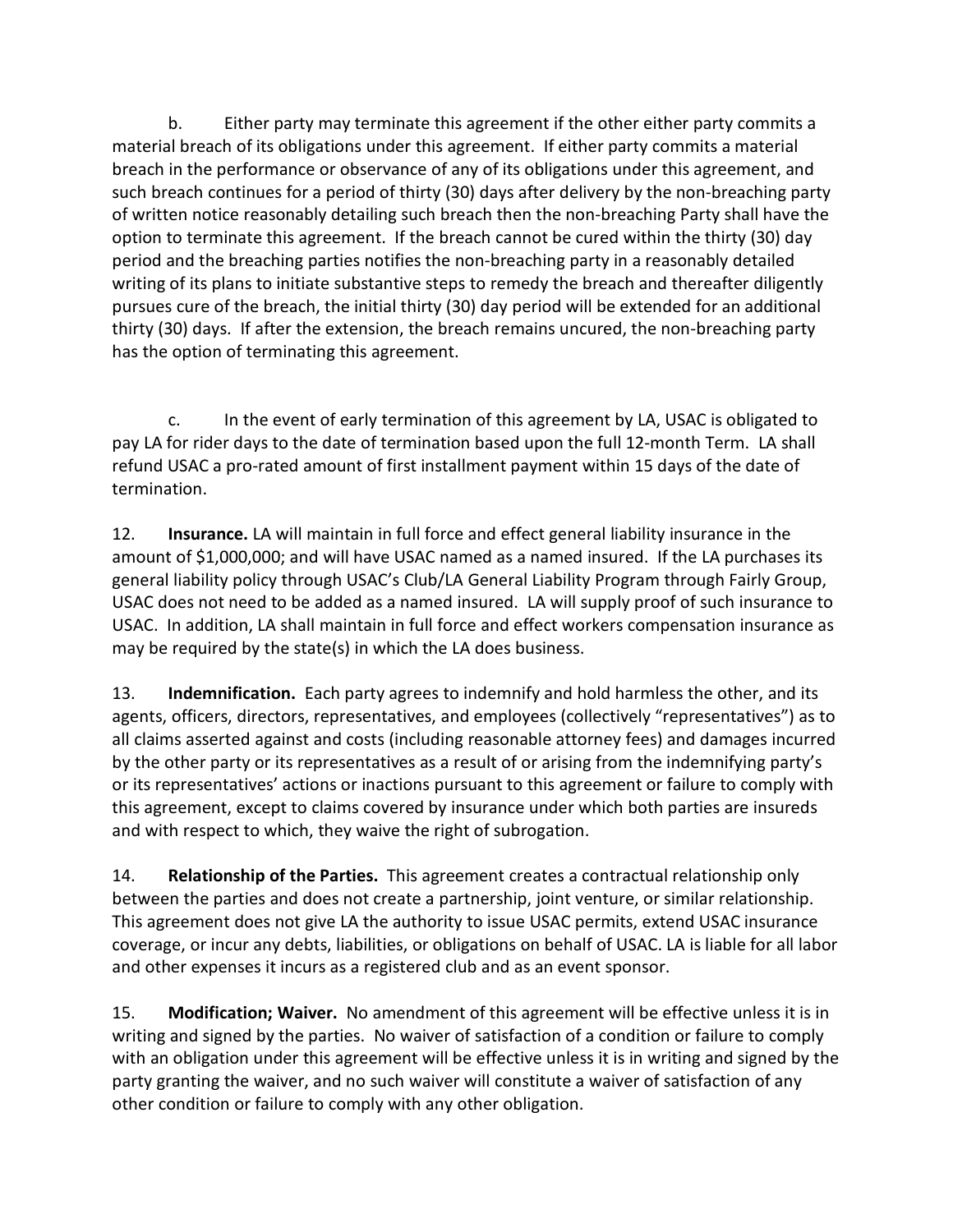b. Either party may terminate this agreement if the other either party commits a material breach of its obligations under this agreement. If either party commits a material breach in the performance or observance of any of its obligations under this agreement, and such breach continues for a period of thirty (30) days after delivery by the non-breaching party of written notice reasonably detailing such breach then the non-breaching Party shall have the option to terminate this agreement. If the breach cannot be cured within the thirty (30) day period and the breaching parties notifies the non-breaching party in a reasonably detailed writing of its plans to initiate substantive steps to remedy the breach and thereafter diligently pursues cure of the breach, the initial thirty (30) day period will be extended for an additional thirty (30) days. If after the extension, the breach remains uncured, the non-breaching party has the option of terminating this agreement.

c. In the event of early termination of this agreement by LA, USAC is obligated to pay LA for rider days to the date of termination based upon the full 12-month Term. LA shall refund USAC a pro-rated amount of first installment payment within 15 days of the date of termination.

12. **Insurance.** LA will maintain in full force and effect general liability insurance in the amount of $1,000,000; and will have USAC named as a named insured. If the LA purchases its general liability policy through USAC's Club/LA General Liability Program through Fairly Group, USAC does not need to be added as a named insured. LA will supply proof of such insurance to USAC. In addition, LA shall maintain in full force and effect workers compensation insurance as may be required by the state(s) in which the LA does business.

13. **Indemnification.** Each party agrees to indemnify and hold harmless the other, and its agents, officers, directors, representatives, and employees (collectively "representatives") as to all claims asserted against and costs (including reasonable attorney fees) and damages incurred by the other party or its representatives as a result of or arising from the indemnifying party's or its representatives' actions or inactions pursuant to this agreement or failure to comply with this agreement, except to claims covered by insurance under which both parties are insureds and with respect to which, they waive the right of subrogation.

14. **Relationship of the Parties.** This agreement creates a contractual relationship only between the parties and does not create a partnership, joint venture, or similar relationship. This agreement does not give LA the authority to issue USAC permits, extend USAC insurance coverage, or incur any debts, liabilities, or obligations on behalf of USAC. LA is liable for all labor and other expenses it incurs as a registered club and as an event sponsor.

15. **Modification; Waiver.** No amendment of this agreement will be effective unless it is in writing and signed by the parties. No waiver of satisfaction of a condition or failure to comply with an obligation under this agreement will be effective unless it is in writing and signed by the party granting the waiver, and no such waiver will constitute a waiver of satisfaction of any other condition or failure to comply with any other obligation.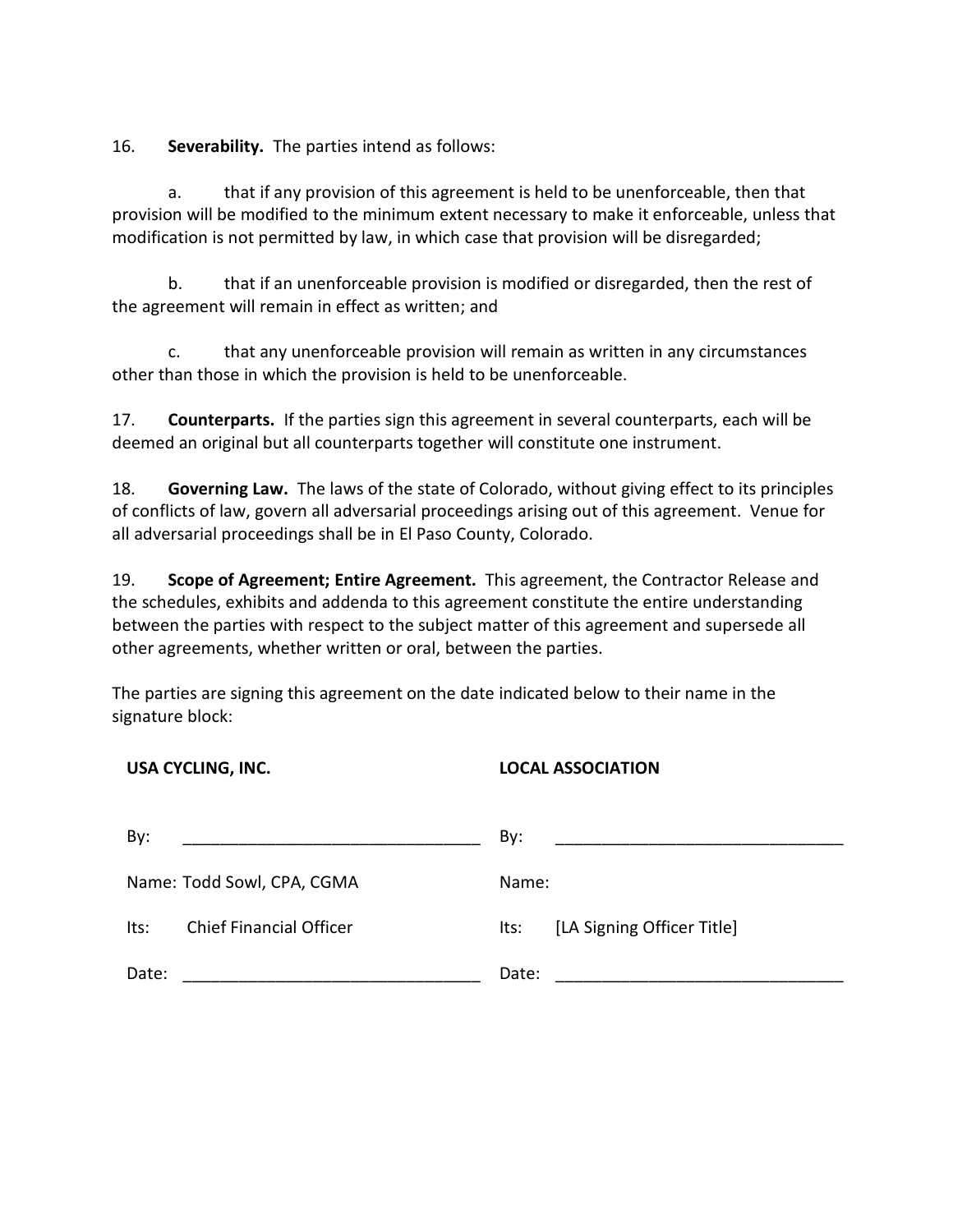16. **Severability.** The parties intend as follows:

a. that if any provision of this agreement is held to be unenforceable, then that provision will be modified to the minimum extent necessary to make it enforceable, unless that modification is not permitted by law, in which case that provision will be disregarded;

b. that if an unenforceable provision is modified or disregarded, then the rest of the agreement will remain in effect as written; and

c. that any unenforceable provision will remain as written in any circumstances other than those in which the provision is held to be unenforceable.

17. **Counterparts.** If the parties sign this agreement in several counterparts, each will be deemed an original but all counterparts together will constitute one instrument.

18. **Governing Law.** The laws of the state of Colorado, without giving effect to its principles of conflicts of law, govern all adversarial proceedings arising out of this agreement. Venue for all adversarial proceedings shall be in El Paso County, Colorado.

19. **Scope of Agreement; Entire Agreement.** This agreement, the Contractor Release and the schedules, exhibits and addenda to this agreement constitute the entire understanding between the parties with respect to the subject matter of this agreement and supersede all other agreements, whether written or oral, between the parties.

The parties are signing this agreement on the date indicated below to their name in the signature block:

| **USA CYCLING, INC.** | **LOCAL ASSOCIATION** |
| --- | --- |
| By: _______________________________ | By: _______________________________ |
| Name: Todd Sowl, CPA, CGMA | Name: |
| Its: Chief Financial Officer | Its: [LA Signing Officer Title] |
| Date: _______________________________ | Date: _______________________________ |